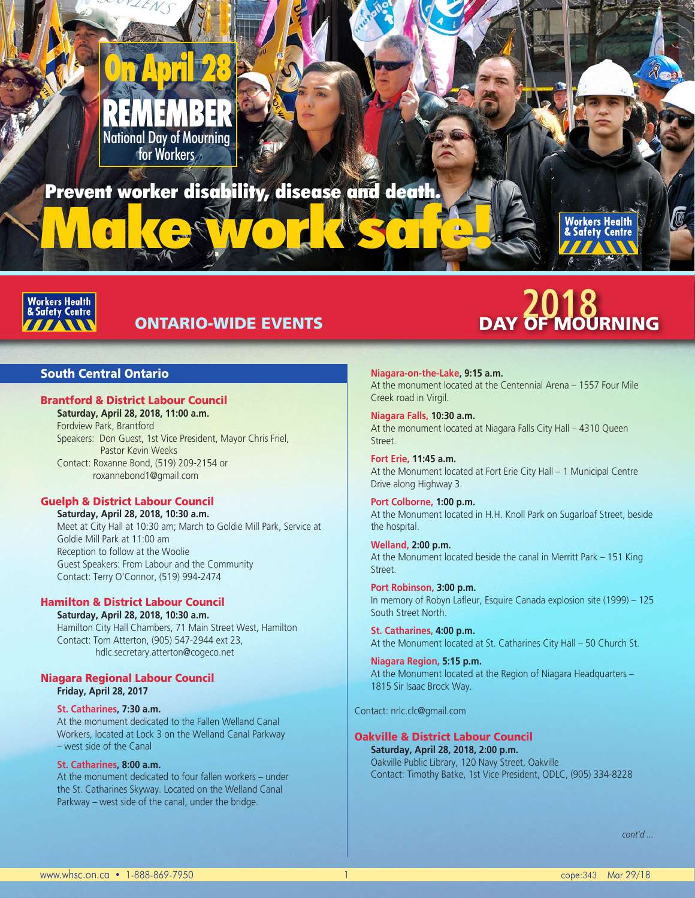# On April 28 REMEMBER

National Day of Mourning for Workers

**Prevent worker disability, disease and death.**

# Make work safe!

Workers Health & Safety Centre

## ONTARIO-WIDE EVENTS

## 2018 DAY OF MOURNING

### South Central Ontario

#### Brantford & District Labour Council

**Saturday, April 28, 2018, 11:00 a.m.**
Fordview Park, Brantford
Speakers: Don Guest, 1st Vice President, Mayor Chris Friel, Pastor Kevin Weeks
Contact: Roxanne Bond, (519) 209-2154 or roxannebond1@gmail.com

#### Guelph & District Labour Council

**Saturday, April 28, 2018, 10:30 a.m.**
Meet at City Hall at 10:30 am; March to Goldie Mill Park, Service at Goldie Mill Park at 11:00 am
Reception to follow at the Woolie
Guest Speakers: From Labour and the Community
Contact: Terry O'Connor, (519) 994-2474

#### Hamilton & District Labour Council

**Saturday, April 28, 2018, 10:30 a.m.**
Hamilton City Hall Chambers, 71 Main Street West, Hamilton
Contact: Tom Atterton, (905) 547-2944 ext 23, hdlc.secretary.atterton@cogeco.net

#### Niagara Regional Labour Council

**Friday, April 28, 2017**

**St. Catharines, 7:30 a.m.**
At the monument dedicated to the Fallen Welland Canal Workers, located at Lock 3 on the Welland Canal Parkway – west side of the Canal

**St. Catharines, 8:00 a.m.**
At the monument dedicated to four fallen workers – under the St. Catharines Skyway. Located on the Welland Canal Parkway – west side of the canal, under the bridge.

**Niagara-on-the-Lake, 9:15 a.m.**
At the monument located at the Centennial Arena – 1557 Four Mile Creek road in Virgil.

**Niagara Falls, 10:30 a.m.**
At the monument located at Niagara Falls City Hall – 4310 Queen Street.

**Fort Erie, 11:45 a.m.**
At the Monument located at Fort Erie City Hall – 1 Municipal Centre Drive along Highway 3.

**Port Colborne, 1:00 p.m.**
At the Monument located in H.H. Knoll Park on Sugarloaf Street, beside the hospital.

**Welland, 2:00 p.m.**
At the Monument located beside the canal in Merritt Park – 151 King Street.

**Port Robinson, 3:00 p.m.**
In memory of Robyn Lafleur, Esquire Canada explosion site (1999) – 125 South Street North.

**St. Catharines, 4:00 p.m.**
At the Monument located at St. Catharines City Hall – 50 Church St.

**Niagara Region, 5:15 p.m.**
At the Monument located at the Region of Niagara Headquarters – 1815 Sir Isaac Brock Way.

Contact: nrlc.clc@gmail.com

#### Oakville & District Labour Council

**Saturday, April 28, 2018, 2:00 p.m.**
Oakville Public Library, 120 Navy Street, Oakville
Contact: Timothy Batke, 1st Vice President, ODLC, (905) 334-8228

*cont'd ...*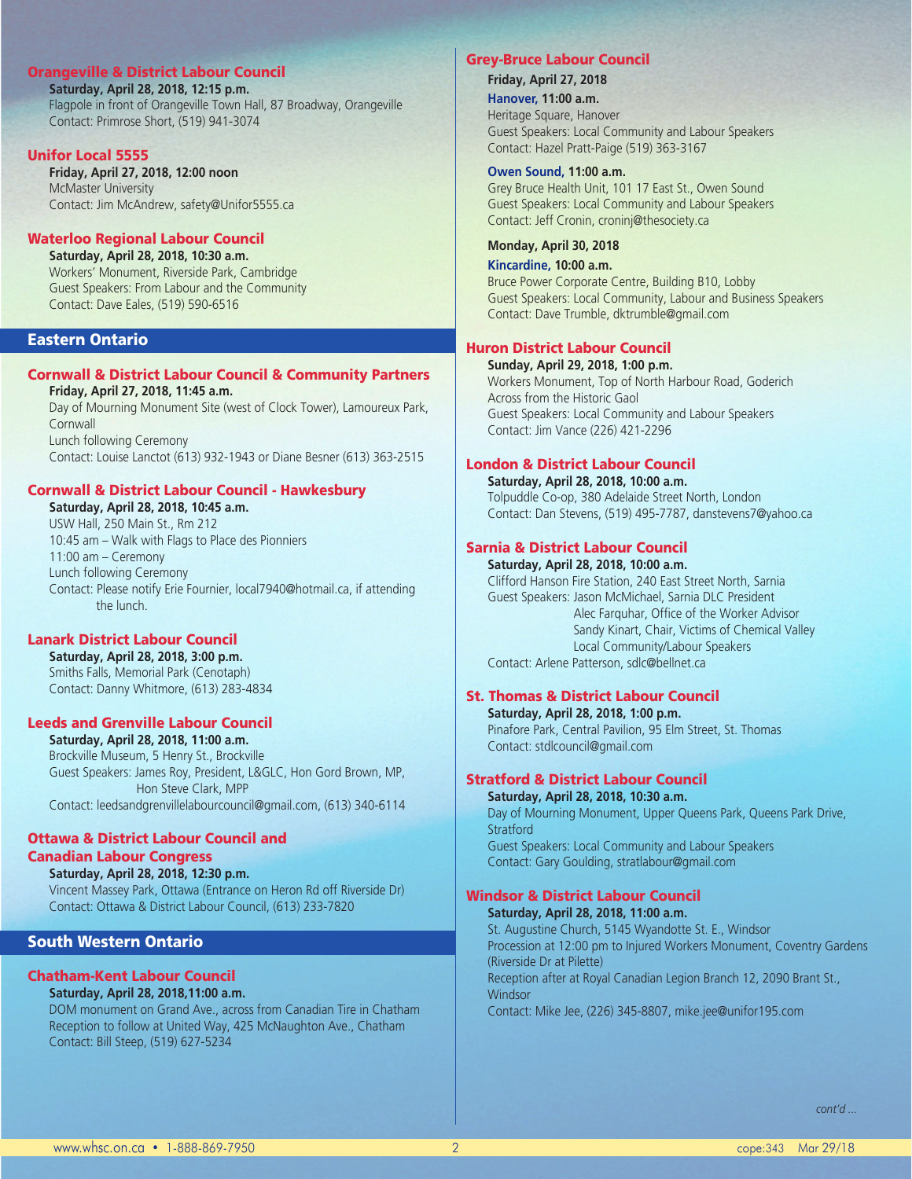### Orangeville & District Labour Council

**Saturday, April 28, 2018, 12:15 p.m.**
Flagpole in front of Orangeville Town Hall, 87 Broadway, Orangeville
Contact: Primrose Short, (519) 941-3074

### Unifor Local 5555

**Friday, April 27, 2018, 12:00 noon**
McMaster University
Contact: Jim McAndrew, safety@Unifor5555.ca

### Waterloo Regional Labour Council

**Saturday, April 28, 2018, 10:30 a.m.**
Workers' Monument, Riverside Park, Cambridge
Guest Speakers: From Labour and the Community
Contact: Dave Eales, (519) 590-6516

## Eastern Ontario

### Cornwall & District Labour Council & Community Partners

**Friday, April 27, 2018, 11:45 a.m.**
Day of Mourning Monument Site (west of Clock Tower), Lamoureux Park, Cornwall
Lunch following Ceremony
Contact: Louise Lanctot (613) 932-1943 or Diane Besner (613) 363-2515

### Cornwall & District Labour Council - Hawkesbury

**Saturday, April 28, 2018, 10:45 a.m.**
USW Hall, 250 Main St., Rm 212
10:45 am – Walk with Flags to Place des Pionniers
11:00 am – Ceremony
Lunch following Ceremony
Contact: Please notify Erie Fournier, local7940@hotmail.ca, if attending the lunch.

### Lanark District Labour Council

**Saturday, April 28, 2018, 3:00 p.m.**
Smiths Falls, Memorial Park (Cenotaph)
Contact: Danny Whitmore, (613) 283-4834

### Leeds and Grenville Labour Council

**Saturday, April 28, 2018, 11:00 a.m.**
Brockville Museum, 5 Henry St., Brockville
Guest Speakers: James Roy, President, L&GLC, Hon Gord Brown, MP, Hon Steve Clark, MPP
Contact: leedsandgrenvillelabourcouncil@gmail.com, (613) 340-6114

### Ottawa & District Labour Council and Canadian Labour Congress

**Saturday, April 28, 2018, 12:30 p.m.**
Vincent Massey Park, Ottawa (Entrance on Heron Rd off Riverside Dr)
Contact: Ottawa & District Labour Council, (613) 233-7820

## South Western Ontario

### Chatham-Kent Labour Council

**Saturday, April 28, 2018,11:00 a.m.**
DOM monument on Grand Ave., across from Canadian Tire in Chatham
Reception to follow at United Way, 425 McNaughton Ave., Chatham
Contact: Bill Steep, (519) 627-5234

### Grey-Bruce Labour Council

**Friday, April 27, 2018**

**Hanover, 11:00 a.m.**
Heritage Square, Hanover
Guest Speakers: Local Community and Labour Speakers
Contact: Hazel Pratt-Paige (519) 363-3167

**Owen Sound, 11:00 a.m.**
Grey Bruce Health Unit, 101 17 East St., Owen Sound
Guest Speakers: Local Community and Labour Speakers
Contact: Jeff Cronin, croninj@thesociety.ca

**Monday, April 30, 2018**

**Kincardine, 10:00 a.m.**
Bruce Power Corporate Centre, Building B10, Lobby
Guest Speakers: Local Community, Labour and Business Speakers
Contact: Dave Trumble, dktrumble@gmail.com

### Huron District Labour Council

**Sunday, April 29, 2018, 1:00 p.m.**
Workers Monument, Top of North Harbour Road, Goderich
Across from the Historic Gaol
Guest Speakers: Local Community and Labour Speakers
Contact: Jim Vance (226) 421-2296

### London & District Labour Council

**Saturday, April 28, 2018, 10:00 a.m.**
Tolpuddle Co-op, 380 Adelaide Street North, London
Contact: Dan Stevens, (519) 495-7787, danstevens7@yahoo.ca

### Sarnia & District Labour Council

**Saturday, April 28, 2018, 10:00 a.m.**
Clifford Hanson Fire Station, 240 East Street North, Sarnia
Guest Speakers: Jason McMichael, Sarnia DLC President
Alec Farquhar, Office of the Worker Advisor
Sandy Kinart, Chair, Victims of Chemical Valley
Local Community/Labour Speakers
Contact: Arlene Patterson, sdlc@bellnet.ca

### St. Thomas & District Labour Council

**Saturday, April 28, 2018, 1:00 p.m.**
Pinafore Park, Central Pavilion, 95 Elm Street, St. Thomas
Contact: stdlcouncil@gmail.com

### Stratford & District Labour Council

**Saturday, April 28, 2018, 10:30 a.m.**
Day of Mourning Monument, Upper Queens Park, Queens Park Drive, Stratford
Guest Speakers: Local Community and Labour Speakers
Contact: Gary Goulding, stratlabour@gmail.com

### Windsor & District Labour Council

**Saturday, April 28, 2018, 11:00 a.m.**
St. Augustine Church, 5145 Wyandotte St. E., Windsor
Procession at 12:00 pm to Injured Workers Monument, Coventry Gardens (Riverside Dr at Pilette)
Reception after at Royal Canadian Legion Branch 12, 2090 Brant St., Windsor
Contact: Mike Jee, (226) 345-8807, mike.jee@unifor195.com

*cont'd ...*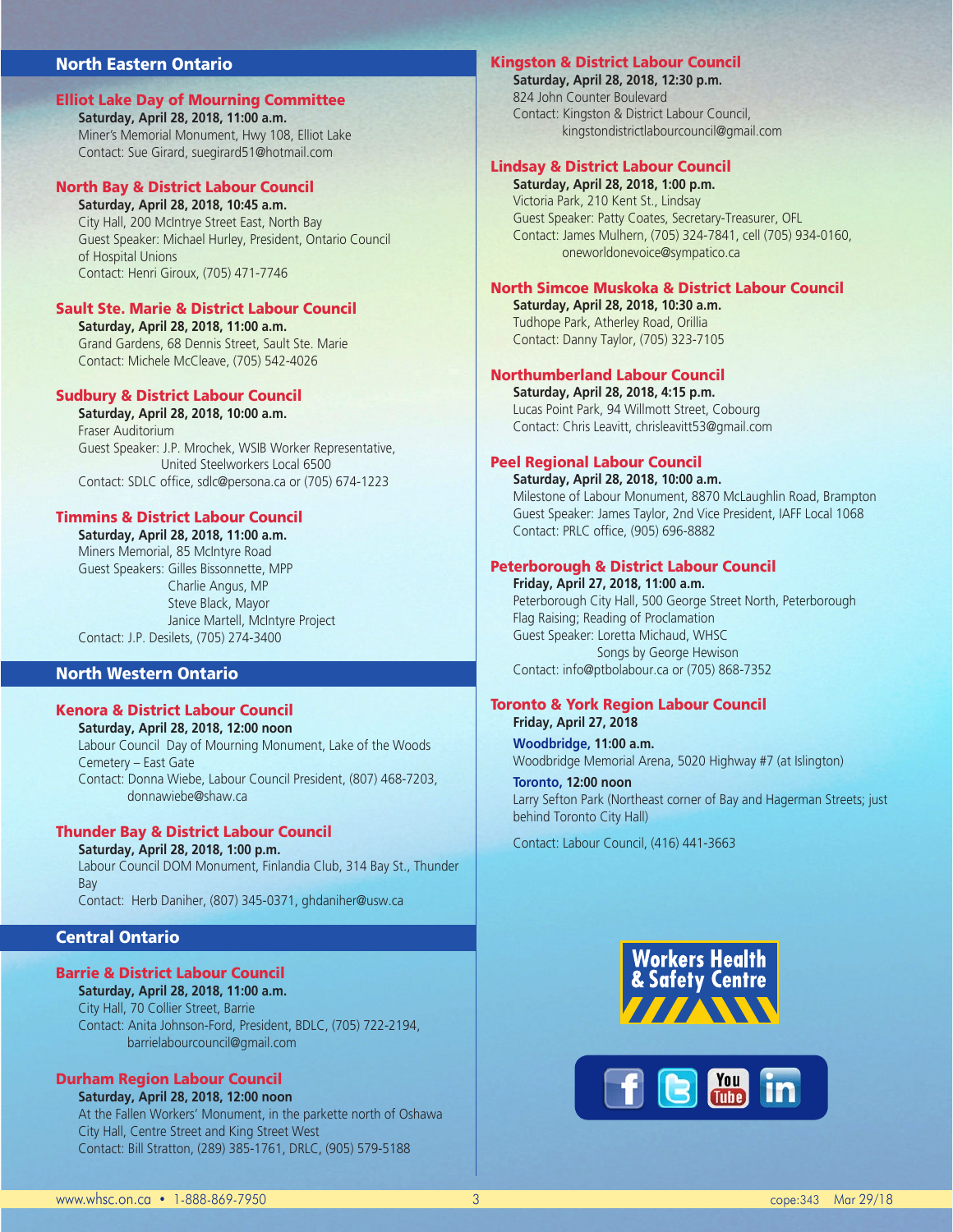## North Eastern Ontario

### Elliot Lake Day of Mourning Committee

**Saturday, April 28, 2018, 11:00 a.m.**
Miner's Memorial Monument, Hwy 108, Elliot Lake
Contact: Sue Girard, suegirard51@hotmail.com

### North Bay & District Labour Council

**Saturday, April 28, 2018, 10:45 a.m.**
City Hall, 200 McIntrye Street East, North Bay
Guest Speaker: Michael Hurley, President, Ontario Council of Hospital Unions
Contact: Henri Giroux, (705) 471-7746

### Sault Ste. Marie & District Labour Council

**Saturday, April 28, 2018, 11:00 a.m.**
Grand Gardens, 68 Dennis Street, Sault Ste. Marie
Contact: Michele McCleave, (705) 542-4026

### Sudbury & District Labour Council

**Saturday, April 28, 2018, 10:00 a.m.**
Fraser Auditorium
Guest Speaker: J.P. Mrochek, WSIB Worker Representative, United Steelworkers Local 6500
Contact: SDLC office, sdlc@persona.ca or (705) 674-1223

### Timmins & District Labour Council

**Saturday, April 28, 2018, 11:00 a.m.**
Miners Memorial, 85 McIntyre Road
Guest Speakers: Gilles Bissonnette, MPP
Charlie Angus, MP
Steve Black, Mayor
Janice Martell, McIntyre Project
Contact: J.P. Desilets, (705) 274-3400

## North Western Ontario

### Kenora & District Labour Council

**Saturday, April 28, 2018, 12:00 noon**
Labour Council Day of Mourning Monument, Lake of the Woods Cemetery – East Gate
Contact: Donna Wiebe, Labour Council President, (807) 468-7203, donnawiebe@shaw.ca

### Thunder Bay & District Labour Council

**Saturday, April 28, 2018, 1:00 p.m.**
Labour Council DOM Monument, Finlandia Club, 314 Bay St., Thunder Bay
Contact: Herb Daniher, (807) 345-0371, ghdaniher@usw.ca

## Central Ontario

### Barrie & District Labour Council

**Saturday, April 28, 2018, 11:00 a.m.**
City Hall, 70 Collier Street, Barrie
Contact: Anita Johnson-Ford, President, BDLC, (705) 722-2194, barrielabourcouncil@gmail.com

### Durham Region Labour Council

**Saturday, April 28, 2018, 12:00 noon**
At the Fallen Workers' Monument, in the parkette north of Oshawa City Hall, Centre Street and King Street West
Contact: Bill Stratton, (289) 385-1761, DRLC, (905) 579-5188

### Kingston & District Labour Council

**Saturday, April 28, 2018, 12:30 p.m.**
824 John Counter Boulevard
Contact: Kingston & District Labour Council, kingstondistrictlabourcouncil@gmail.com

### Lindsay & District Labour Council

**Saturday, April 28, 2018, 1:00 p.m.**
Victoria Park, 210 Kent St., Lindsay
Guest Speaker: Patty Coates, Secretary-Treasurer, OFL
Contact: James Mulhern, (705) 324-7841, cell (705) 934-0160, oneworldonevoice@sympatico.ca

### North Simcoe Muskoka & District Labour Council

**Saturday, April 28, 2018, 10:30 a.m.**
Tudhope Park, Atherley Road, Orillia
Contact: Danny Taylor, (705) 323-7105

### Northumberland Labour Council

**Saturday, April 28, 2018, 4:15 p.m.**
Lucas Point Park, 94 Willmott Street, Cobourg
Contact: Chris Leavitt, chrisleavitt53@gmail.com

### Peel Regional Labour Council

**Saturday, April 28, 2018, 10:00 a.m.**
Milestone of Labour Monument, 8870 McLaughlin Road, Brampton
Guest Speaker: James Taylor, 2nd Vice President, IAFF Local 1068
Contact: PRLC office, (905) 696-8882

### Peterborough & District Labour Council

**Friday, April 27, 2018, 11:00 a.m.**
Peterborough City Hall, 500 George Street North, Peterborough
Flag Raising; Reading of Proclamation
Guest Speaker: Loretta Michaud, WHSC
Songs by George Hewison
Contact: info@ptbolabour.ca or (705) 868-7352

### Toronto & York Region Labour Council

**Friday, April 27, 2018**

**Woodbridge, 11:00 a.m.**
Woodbridge Memorial Arena, 5020 Highway #7 (at Islington)

**Toronto, 12:00 noon**
Larry Sefton Park (Northeast corner of Bay and Hagerman Streets; just behind Toronto City Hall)

Contact: Labour Council, (416) 441-3663

Workers Health & Safety Centre

www.whsc.on.ca • 1-888-869-7950

cope:343 Mar 29/18